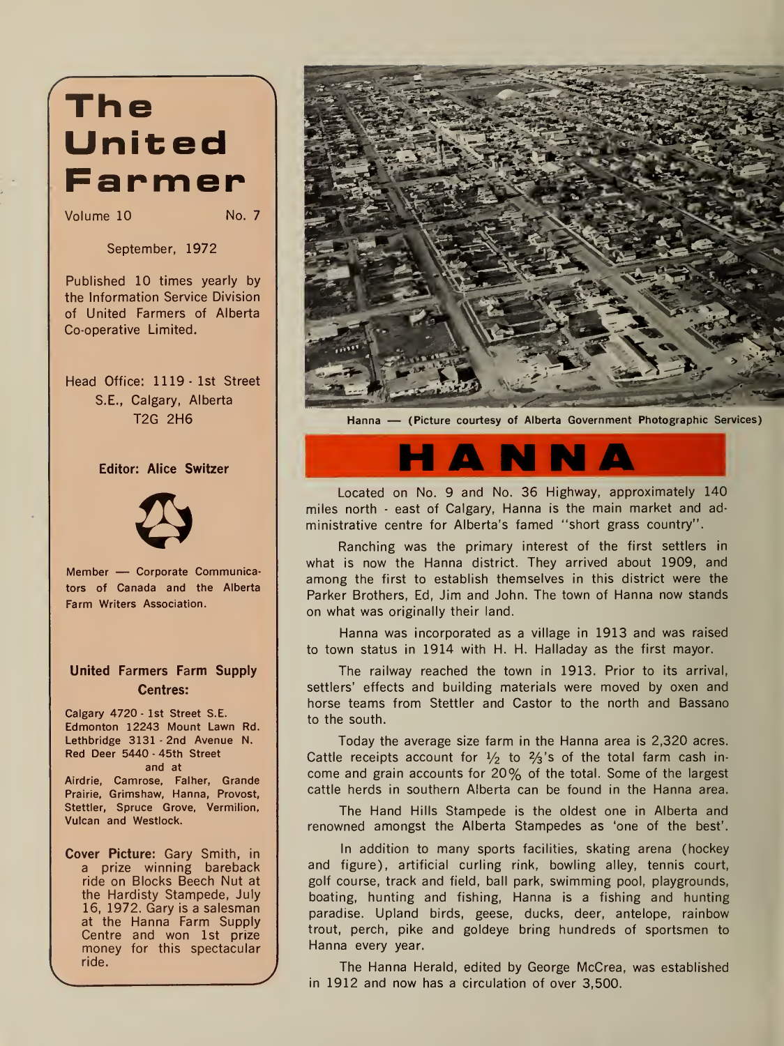# The United Farmer

Volume 10 No. 7

September, 1972

Published 10 times yearly by the Information Service Division of United Farmers of Alberta Co-operative Limited.

Head Office: 1119 - 1st Street S.E., Calgary, Alberta T2G 2H6

**Editor: Alice Switzer**

Member — Corporate Communicators of Canada and the Alberta Farm Writers Association.

**United Farmers Farm Supply Centres:**

Calgary 4720 - 1st Street S.E.
Edmonton 12243 Mount Lawn Rd.
Lethbridge 3131 - 2nd Avenue N.
Red Deer 5440 - 45th Street
and at
Airdrie, Camrose, Falher, Grande Prairie, Grimshaw, Hanna, Provost, Stettler, Spruce Grove, Vermilion, Vulcan and Westlock.

**Cover Picture:** Gary Smith, in a prize winning bareback ride on Blocks Beech Nut at the Hardisty Stampede, July 16, 1972. Gary is a salesman at the Hanna Farm Supply Centre and won 1st prize money for this spectacular ride.

**Hanna — (Picture courtesy of Alberta Government Photographic Services)**

## HANNA

Located on No. 9 and No. 36 Highway, approximately 140 miles north - east of Calgary, Hanna is the main market and administrative centre for Alberta's famed "short grass country".

Ranching was the primary interest of the first settlers in what is now the Hanna district. They arrived about 1909, and among the first to establish themselves in this district were the Parker Brothers, Ed, Jim and John. The town of Hanna now stands on what was originally their land.

Hanna was incorporated as a village in 1913 and was raised to town status in 1914 with H. H. Halladay as the first mayor.

The railway reached the town in 1913. Prior to its arrival, settlers' effects and building materials were moved by oxen and horse teams from Stettler and Castor to the north and Bassano to the south.

Today the average size farm in the Hanna area is 2,320 acres. Cattle receipts account for ½ to ⅔'s of the total farm cash income and grain accounts for 20% of the total. Some of the largest cattle herds in southern Alberta can be found in the Hanna area.

The Hand Hills Stampede is the oldest one in Alberta and renowned amongst the Alberta Stampedes as 'one of the best'.

In addition to many sports facilities, skating arena (hockey and figure), artificial curling rink, bowling alley, tennis court, golf course, track and field, ball park, swimming pool, playgrounds, boating, hunting and fishing, Hanna is a fishing and hunting paradise. Upland birds, geese, ducks, deer, antelope, rainbow trout, perch, pike and goldeye bring hundreds of sportsmen to Hanna every year.

The Hanna Herald, edited by George McCrea, was established in 1912 and now has a circulation of over 3,500.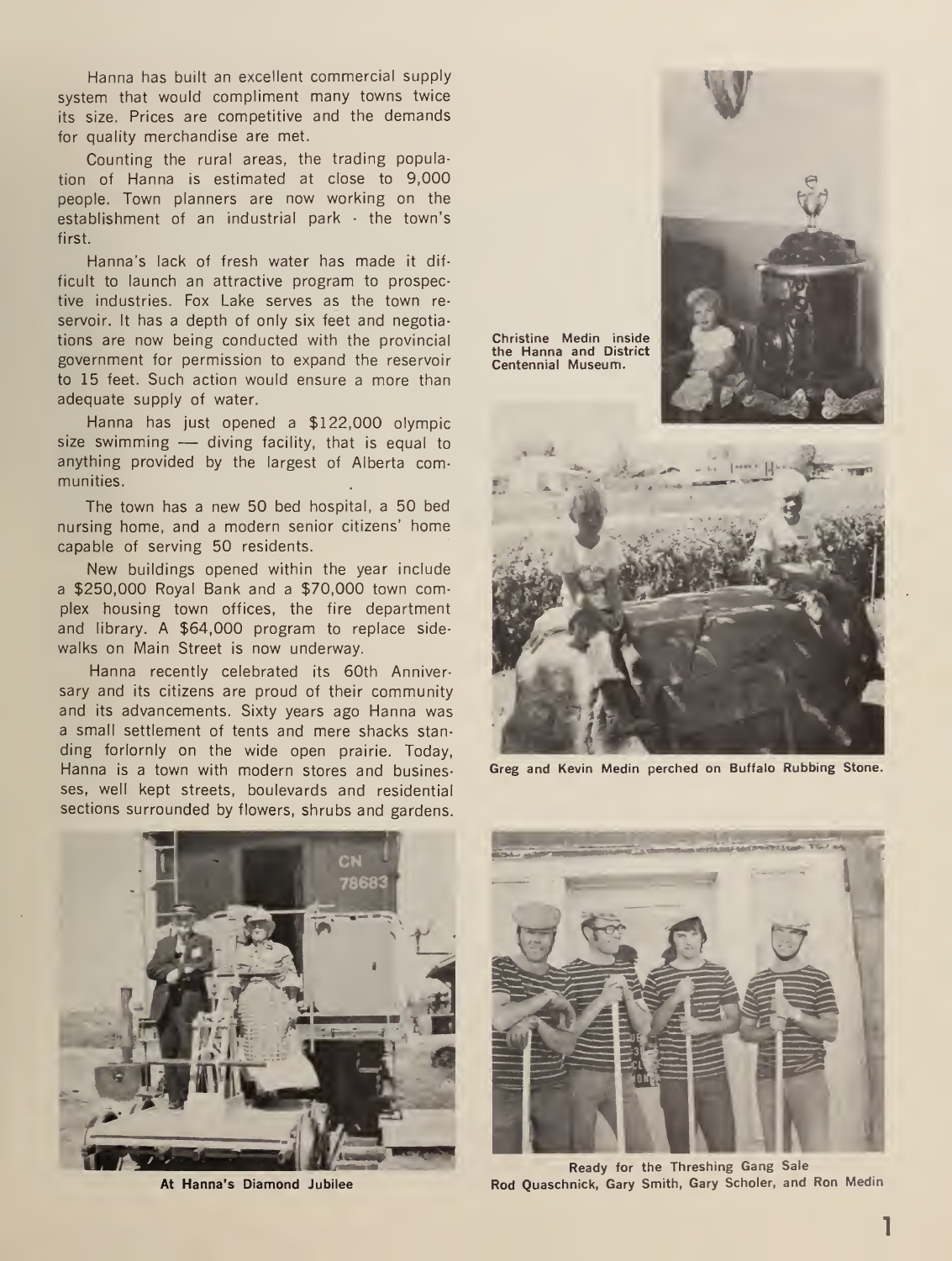Hanna has built an excellent commercial supply system that would compliment many towns twice its size. Prices are competitive and the demands for quality merchandise are met.

Counting the rural areas, the trading population of Hanna is estimated at close to 9,000 people. Town planners are now working on the establishment of an industrial park - the town's first.

Hanna's lack of fresh water has made it difficult to launch an attractive program to prospective industries. Fox Lake serves as the town reservoir. It has a depth of only six feet and negotiations are now being conducted with the provincial government for permission to expand the reservoir to 15 feet. Such action would ensure a more than adequate supply of water.

Hanna has just opened a $122,000 olympic size swimming — diving facility, that is equal to anything provided by the largest of Alberta communities.

The town has a new 50 bed hospital, a 50 bed nursing home, and a modern senior citizens' home capable of serving 50 residents.

New buildings opened within the year include a $250,000 Royal Bank and a $70,000 town complex housing town offices, the fire department and library. A $64,000 program to replace sidewalks on Main Street is now underway.

Hanna recently celebrated its 60th Anniversary and its citizens are proud of their community and its advancements. Sixty years ago Hanna was a small settlement of tents and mere shacks standing forlornly on the wide open prairie. Today, Hanna is a town with modern stores and businesses, well kept streets, boulevards and residential sections surrounded by flowers, shrubs and gardens.

**Christine Medin inside the Hanna and District Centennial Museum.**

**Greg and Kevin Medin perched on Buffalo Rubbing Stone.**

**At Hanna's Diamond Jubilee**

**Ready for the Threshing Gang Sale**
**Rod Quaschnick, Gary Smith, Gary Scholer, and Ron Medin**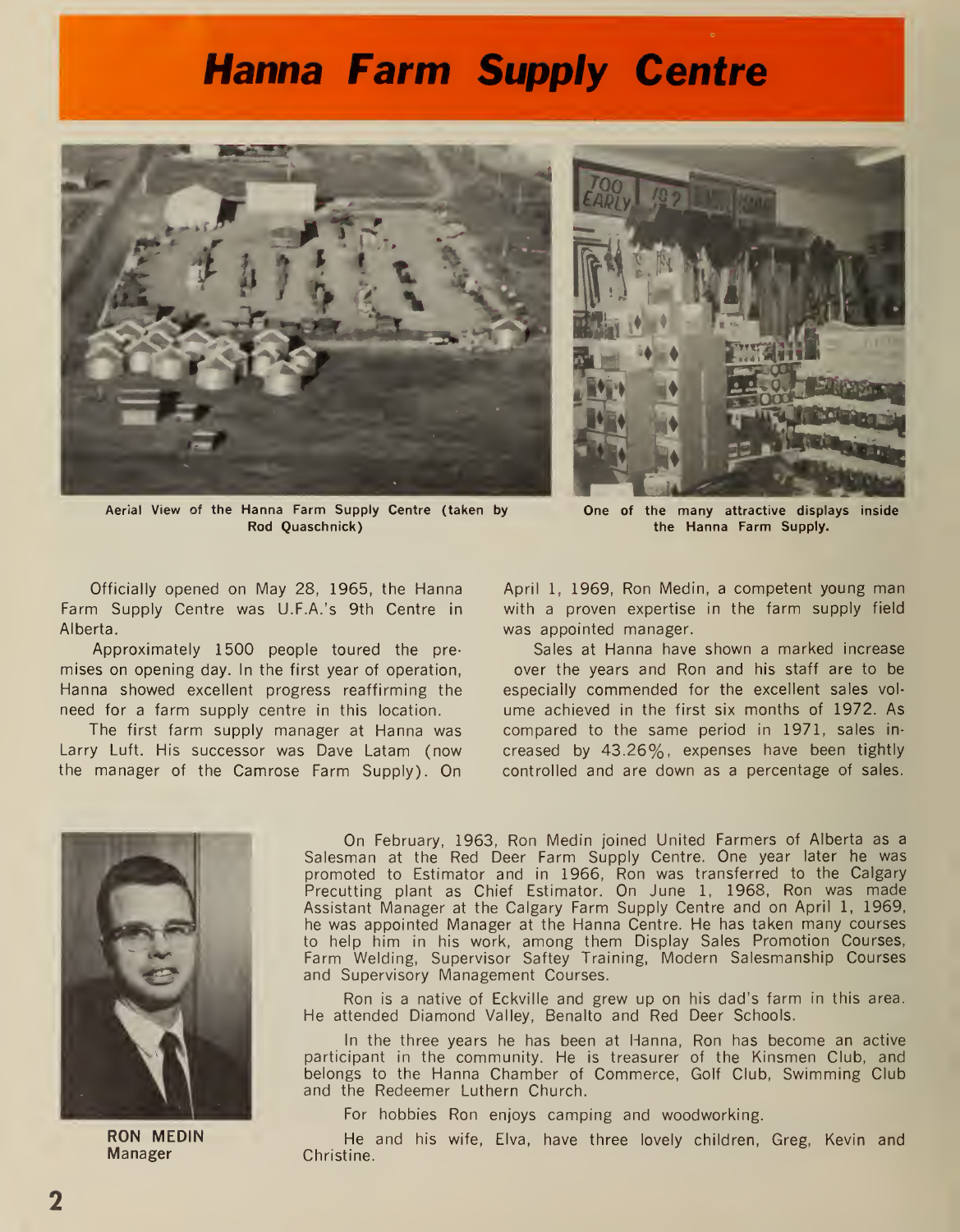# Hanna Farm Supply Centre

Aerial View of the Hanna Farm Supply Centre (taken by Rod Quaschnick)

One of the many attractive displays inside the Hanna Farm Supply.

Officially opened on May 28, 1965, the Hanna Farm Supply Centre was U.F.A.'s 9th Centre in Alberta.

Approximately 1500 people toured the premises on opening day. In the first year of operation, Hanna showed excellent progress reaffirming the need for a farm supply centre in this location.

The first farm supply manager at Hanna was Larry Luft. His successor was Dave Latam (now the manager of the Camrose Farm Supply). On April 1, 1969, Ron Medin, a competent young man with a proven expertise in the farm supply field was appointed manager.

Sales at Hanna have shown a marked increase over the years and Ron and his staff are to be especially commended for the excellent sales volume achieved in the first six months of 1972. As compared to the same period in 1971, sales increased by 43.26%, expenses have been tightly controlled and are down as a percentage of sales.

**RON MEDIN**
**Manager**

On February, 1963, Ron Medin joined United Farmers of Alberta as a Salesman at the Red Deer Farm Supply Centre. One year later he was promoted to Estimator and in 1966, Ron was transferred to the Calgary Precutting plant as Chief Estimator. On June 1, 1968, Ron was made Assistant Manager at the Calgary Farm Supply Centre and on April 1, 1969, he was appointed Manager at the Hanna Centre. He has taken many courses to help him in his work, among them Display Sales Promotion Courses, Farm Welding, Supervisor Saftey Training, Modern Salesmanship Courses and Supervisory Management Courses.

Ron is a native of Eckville and grew up on his dad's farm in this area. He attended Diamond Valley, Benalto and Red Deer Schools.

In the three years he has been at Hanna, Ron has become an active participant in the community. He is treasurer of the Kinsmen Club, and belongs to the Hanna Chamber of Commerce, Golf Club, Swimming Club and the Redeemer Luthern Church.

For hobbies Ron enjoys camping and woodworking.

He and his wife, Elva, have three lovely children, Greg, Kevin and Christine.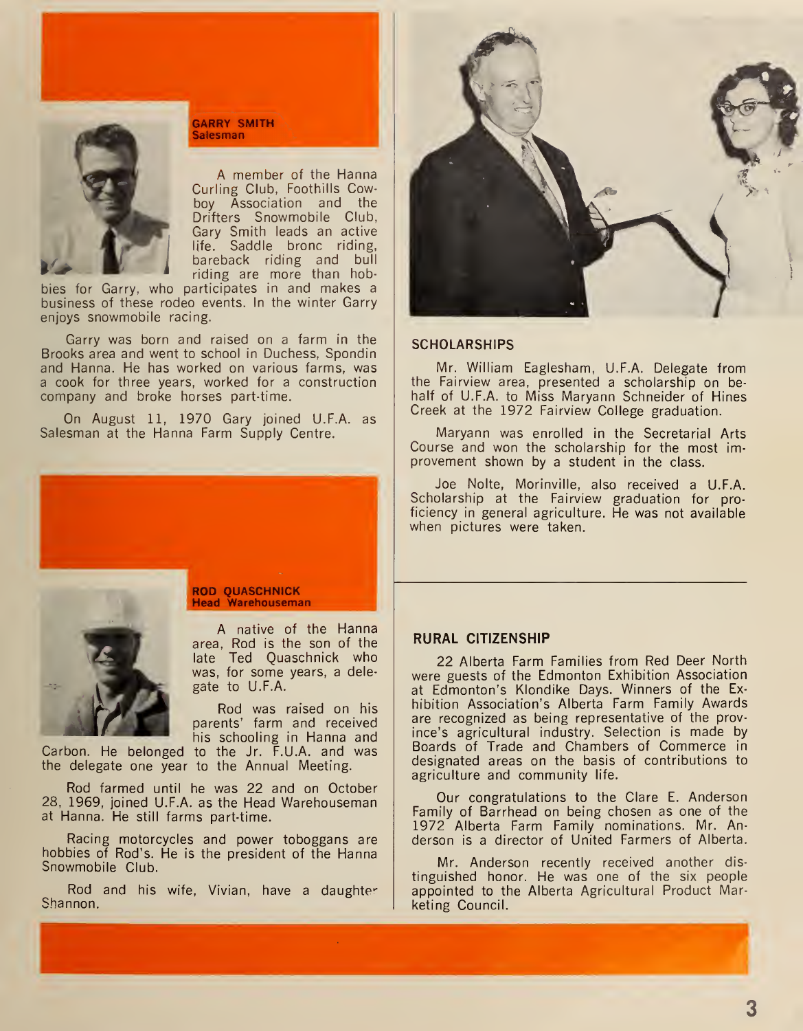## GARRY SMITH
**Salesman**

A member of the Hanna Curling Club, Foothills Cowboy Association and the Drifters Snowmobile Club, Gary Smith leads an active life. Saddle bronc riding, bareback riding and bull riding are more than hobbies for Garry, who participates in and makes a business of these rodeo events. In the winter Garry enjoys snowmobile racing.

Garry was born and raised on a farm in the Brooks area and went to school in Duchess, Spondin and Hanna. He has worked on various farms, was a cook for three years, worked for a construction company and broke horses part-time.

On August 11, 1970 Gary joined U.F.A. as Salesman at the Hanna Farm Supply Centre.

## ROD QUASCHNICK
**Head Warehouseman**

A native of the Hanna area, Rod is the son of the late Ted Quaschnick who was, for some years, a delegate to U.F.A.

Rod was raised on his parents' farm and received his schooling in Hanna and Carbon. He belonged to the Jr. F.U.A. and was the delegate one year to the Annual Meeting.

Rod farmed until he was 22 and on October 28, 1969, joined U.F.A. as the Head Warehouseman at Hanna. He still farms part-time.

Racing motorcycles and power toboggans are hobbies of Rod's. He is the president of the Hanna Snowmobile Club.

Rod and his wife, Vivian, have a daughter Shannon.

## SCHOLARSHIPS

Mr. William Eaglesham, U.F.A. Delegate from the Fairview area, presented a scholarship on behalf of U.F.A. to Miss Maryann Schneider of Hines Creek at the 1972 Fairview College graduation.

Maryann was enrolled in the Secretarial Arts Course and won the scholarship for the most improvement shown by a student in the class.

Joe Nolte, Morinville, also received a U.F.A. Scholarship at the Fairview graduation for proficiency in general agriculture. He was not available when pictures were taken.

## RURAL CITIZENSHIP

22 Alberta Farm Families from Red Deer North were guests of the Edmonton Exhibition Association at Edmonton's Klondike Days. Winners of the Exhibition Association's Alberta Farm Family Awards are recognized as being representative of the province's agricultural industry. Selection is made by Boards of Trade and Chambers of Commerce in designated areas on the basis of contributions to agriculture and community life.

Our congratulations to the Clare E. Anderson Family of Barrhead on being chosen as one of the 1972 Alberta Farm Family nominations. Mr. Anderson is a director of United Farmers of Alberta.

Mr. Anderson recently received another distinguished honor. He was one of the six people appointed to the Alberta Agricultural Product Marketing Council.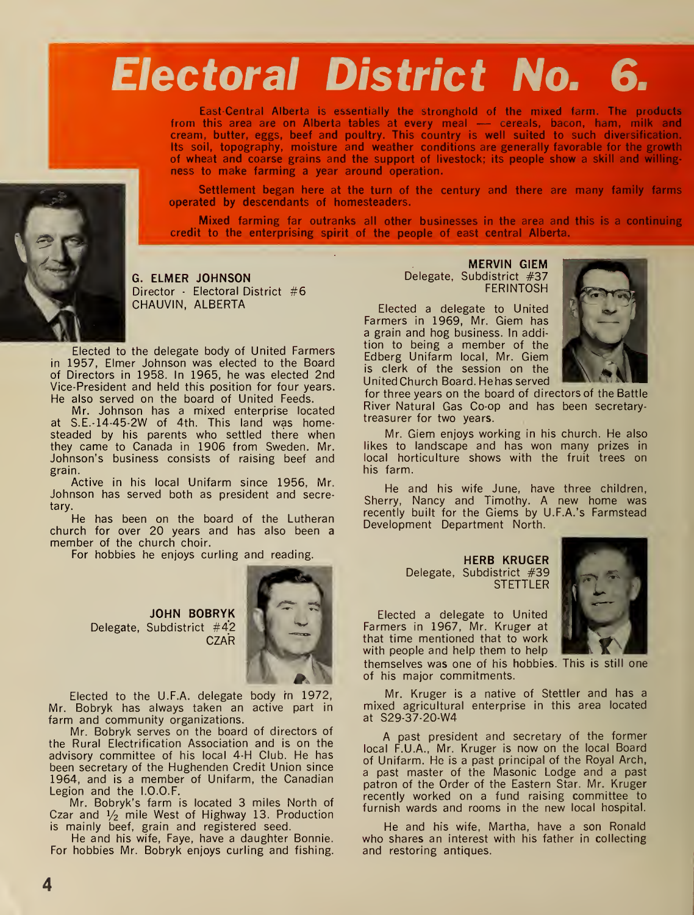# Electoral District No. 6.

East-Central Alberta is essentially the stronghold of the mixed farm. The products from this area are on Alberta tables at every meal — cereals, bacon, ham, milk and cream, butter, eggs, beef and poultry. This country is well suited to such diversification. Its soil, topography, moisture and weather conditions are generally favorable for the growth of wheat and coarse grains and the support of livestock; its people show a skill and willingness to make farming a year around operation.

Settlement began here at the turn of the century and there are many family farms operated by descendants of homesteaders.

Mixed farming far outranks all other businesses in the area and this is a continuing credit to the enterprising spirit of the people of east central Alberta.

**G. ELMER JOHNSON**
Director - Electoral District #6
CHAUVIN, ALBERTA

Elected to the delegate body of United Farmers in 1957, Elmer Johnson was elected to the Board of Directors in 1958. In 1965, he was elected 2nd Vice-President and held this position for four years. He also served on the board of United Feeds.

Mr. Johnson has a mixed enterprise located at S.E.-14-45-2W of 4th. This land was homesteaded by his parents who settled there when they came to Canada in 1906 from Sweden. Mr. Johnson's business consists of raising beef and grain.

Active in his local Unifarm since 1956, Mr. Johnson has served both as president and secretary.

He has been on the board of the Lutheran church for over 20 years and has also been a member of the church choir.

For hobbies he enjoys curling and reading.

**JOHN BOBRYK**
Delegate, Subdistrict #42
CZAR

Elected to the U.F.A. delegate body in 1972, Mr. Bobryk has always taken an active part in farm and community organizations.

Mr. Bobryk serves on the board of directors of the Rural Electrification Association and is on the advisory committee of his local 4-H Club. He has been secretary of the Hughenden Credit Union since 1964, and is a member of Unifarm, the Canadian Legion and the I.O.O.F.

Mr. Bobryk's farm is located 3 miles North of Czar and ½ mile West of Highway 13. Production is mainly beef, grain and registered seed.

He and his wife, Faye, have a daughter Bonnie. For hobbies Mr. Bobryk enjoys curling and fishing.

**MERVIN GIEM**
Delegate, Subdistrict #37
FERINTOSH

Elected a delegate to United Farmers in 1969, Mr. Giem has a grain and hog business. In addition to being a member of the Edberg Unifarm local, Mr. Giem is clerk of the session on the United Church Board. He has served for three years on the board of directors of the Battle River Natural Gas Co-op and has been secretary-treasurer for two years.

Mr. Giem enjoys working in his church. He also likes to landscape and has won many prizes in local horticulture shows with the fruit trees on his farm.

He and his wife June, have three children, Sherry, Nancy and Timothy. A new home was recently built for the Giems by U.F.A.'s Farmstead Development Department North.

**HERB KRUGER**
Delegate, Subdistrict #39
STETTLER

Elected a delegate to United Farmers in 1967, Mr. Kruger at that time mentioned that to work with people and help them to help themselves was one of his hobbies. This is still one of his major commitments.

Mr. Kruger is a native of Stettler and has a mixed agricultural enterprise in this area located at S29-37-20-W4

A past president and secretary of the former local F.U.A., Mr. Kruger is now on the local Board of Unifarm. He is a past principal of the Royal Arch, a past master of the Masonic Lodge and a past patron of the Order of the Eastern Star. Mr. Kruger recently worked on a fund raising committee to furnish wards and rooms in the new local hospital.

He and his wife, Martha, have a son Ronald who shares an interest with his father in collecting and restoring antiques.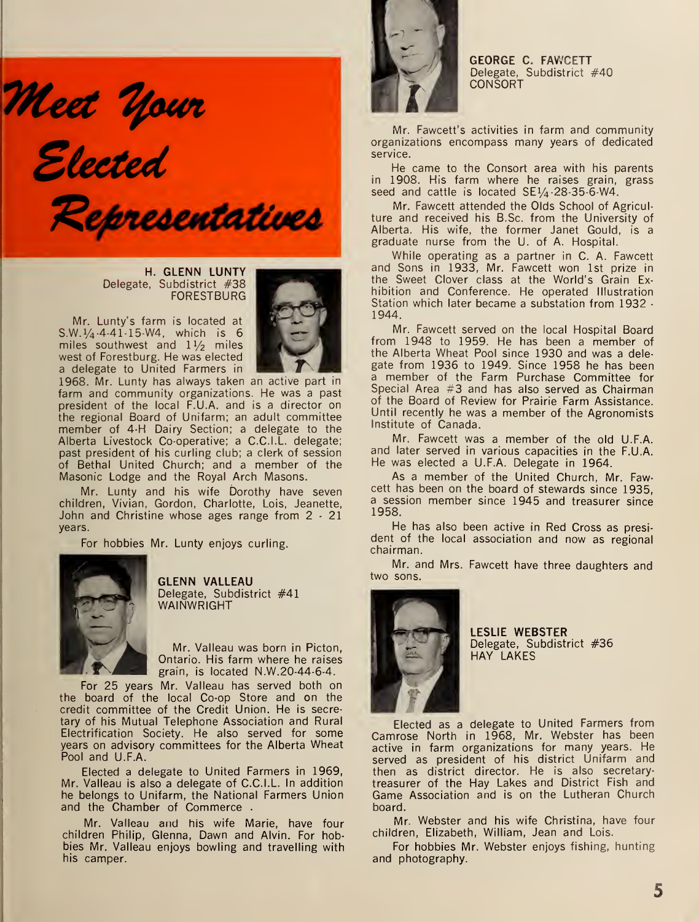# Meet Your Elected Representatives

**H. GLENN LUNTY**
Delegate, Subdistrict #38
FORESTBURG

Mr. Lunty's farm is located at S.W.¼-4-41-15-W4, which is 6 miles southwest and 1½ miles west of Forestburg. He was elected a delegate to United Farmers in 1968. Mr. Lunty has always taken an active part in farm and community organizations. He was a past president of the local F.U.A. and is a director on the regional Board of Unifarm; an adult committee member of 4-H Dairy Section; a delegate to the Alberta Livestock Co-operative; a C.C.I.L. delegate; past president of his curling club; a clerk of session of Bethal United Church; and a member of the Masonic Lodge and the Royal Arch Masons.

Mr. Lunty and his wife Dorothy have seven children, Vivian, Gordon, Charlotte, Lois, Jeanette, John and Christine whose ages range from 2 - 21 years.

For hobbies Mr. Lunty enjoys curling.

**GLENN VALLEAU**
Delegate, Subdistrict #41
WAINWRIGHT

Mr. Valleau was born in Picton, Ontario. His farm where he raises grain, is located N.W.20-44-6-4.

For 25 years Mr. Valleau has served both on the board of the local Co-op Store and on the credit committee of the Credit Union. He is secretary of his Mutual Telephone Association and Rural Electrification Society. He also served for some years on advisory committees for the Alberta Wheat Pool and U.F.A.

Elected a delegate to United Farmers in 1969, Mr. Valleau is also a delegate of C.C.I.L. In addition he belongs to Unifarm, the National Farmers Union and the Chamber of Commerce .

Mr. Valleau and his wife Marie, have four children Philip, Glenna, Dawn and Alvin. For hobbies Mr. Valleau enjoys bowling and travelling with his camper.

**GEORGE C. FAWCETT**
Delegate, Subdistrict #40
CONSORT

Mr. Fawcett's activities in farm and community organizations encompass many years of dedicated service.

He came to the Consort area with his parents in 1908. His farm where he raises grain, grass seed and cattle is located SE¼-28-35-6-W4.

Mr. Fawcett attended the Olds School of Agriculture and received his B.Sc. from the University of Alberta. His wife, the former Janet Gould, is a graduate nurse from the U. of A. Hospital.

While operating as a partner in C. A. Fawcett and Sons in 1933, Mr. Fawcett won 1st prize in the Sweet Clover class at the World's Grain Exhibition and Conference. He operated Illustration Station which later became a substation from 1932 - 1944.

Mr. Fawcett served on the local Hospital Board from 1948 to 1959. He has been a member of the Alberta Wheat Pool since 1930 and was a delegate from 1936 to 1949. Since 1958 he has been a member of the Farm Purchase Committee for Special Area #3 and has also served as Chairman of the Board of Review for Prairie Farm Assistance. Until recently he was a member of the Agronomists Institute of Canada.

Mr. Fawcett was a member of the old U.F.A. and later served in various capacities in the F.U.A. He was elected a U.F.A. Delegate in 1964.

As a member of the United Church, Mr. Fawcett has been on the board of stewards since 1935, a session member since 1945 and treasurer since 1958.

He has also been active in Red Cross as president of the local association and now as regional chairman.

Mr. and Mrs. Fawcett have three daughters and two sons.

**LESLIE WEBSTER**
Delegate, Subdistrict #36
HAY LAKES

Elected as a delegate to United Farmers from Camrose North in 1968, Mr. Webster has been active in farm organizations for many years. He served as president of his district Unifarm and then as district director. He is also secretary-treasurer of the Hay Lakes and District Fish and Game Association and is on the Lutheran Church board.

Mr. Webster and his wife Christina, have four children, Elizabeth, William, Jean and Lois.

For hobbies Mr. Webster enjoys fishing, hunting and photography.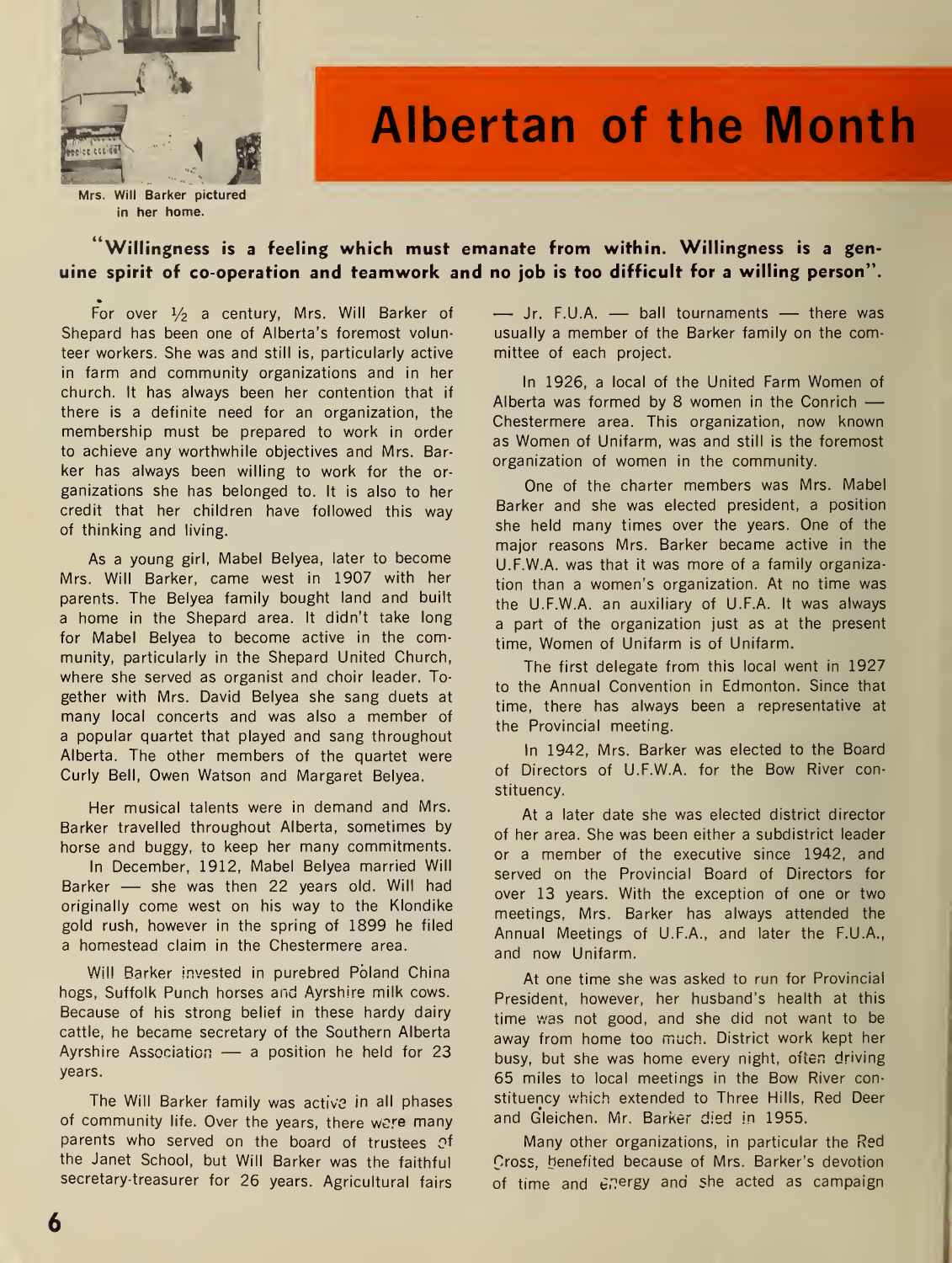# Albertan of the Month

Mrs. Will Barker pictured in her home.

**"Willingness is a feeling which must emanate from within. Willingness is a genuine spirit of co-operation and teamwork and no job is too difficult for a willing person".**

For over ½ a century, Mrs. Will Barker of Shepard has been one of Alberta's foremost volunteer workers. She was and still is, particularly active in farm and community organizations and in her church. It has always been her contention that if there is a definite need for an organization, the membership must be prepared to work in order to achieve any worthwhile objectives and Mrs. Barker has always been willing to work for the organizations she has belonged to. It is also to her credit that her children have followed this way of thinking and living.

As a young girl, Mabel Belyea, later to become Mrs. Will Barker, came west in 1907 with her parents. The Belyea family bought land and built a home in the Shepard area. It didn't take long for Mabel Belyea to become active in the community, particularly in the Shepard United Church, where she served as organist and choir leader. Together with Mrs. David Belyea she sang duets at many local concerts and was also a member of a popular quartet that played and sang throughout Alberta. The other members of the quartet were Curly Bell, Owen Watson and Margaret Belyea.

Her musical talents were in demand and Mrs. Barker travelled throughout Alberta, sometimes by horse and buggy, to keep her many commitments.

In December, 1912, Mabel Belyea married Will Barker — she was then 22 years old. Will had originally come west on his way to the Klondike gold rush, however in the spring of 1899 he filed a homestead claim in the Chestermere area.

Will Barker invested in purebred Poland China hogs, Suffolk Punch horses and Ayrshire milk cows. Because of his strong belief in these hardy dairy cattle, he became secretary of the Southern Alberta Ayrshire Association — a position he held for 23 years.

The Will Barker family was active in all phases of community life. Over the years, there were many parents who served on the board of trustees of the Janet School, but Will Barker was the faithful secretary-treasurer for 26 years. Agricultural fairs — Jr. F.U.A. — ball tournaments — there was usually a member of the Barker family on the committee of each project.

In 1926, a local of the United Farm Women of Alberta was formed by 8 women in the Conrich — Chestermere area. This organization, now known as Women of Unifarm, was and still is the foremost organization of women in the community.

One of the charter members was Mrs. Mabel Barker and she was elected president, a position she held many times over the years. One of the major reasons Mrs. Barker became active in the U.F.W.A. was that it was more of a family organization than a women's organization. At no time was the U.F.W.A. an auxiliary of U.F.A. It was always a part of the organization just as at the present time, Women of Unifarm is of Unifarm.

The first delegate from this local went in 1927 to the Annual Convention in Edmonton. Since that time, there has always been a representative at the Provincial meeting.

In 1942, Mrs. Barker was elected to the Board of Directors of U.F.W.A. for the Bow River constituency.

At a later date she was elected district director of her area. She was been either a subdistrict leader or a member of the executive since 1942, and served on the Provincial Board of Directors for over 13 years. With the exception of one or two meetings, Mrs. Barker has always attended the Annual Meetings of U.F.A., and later the F.U.A., and now Unifarm.

At one time she was asked to run for Provincial President, however, her husband's health at this time was not good, and she did not want to be away from home too much. District work kept her busy, but she was home every night, often driving 65 miles to local meetings in the Bow River constituency which extended to Three Hills, Red Deer and Gleichen. Mr. Barker died in 1955.

Many other organizations, in particular the Red Cross, benefited because of Mrs. Barker's devotion of time and energy and she acted as campaign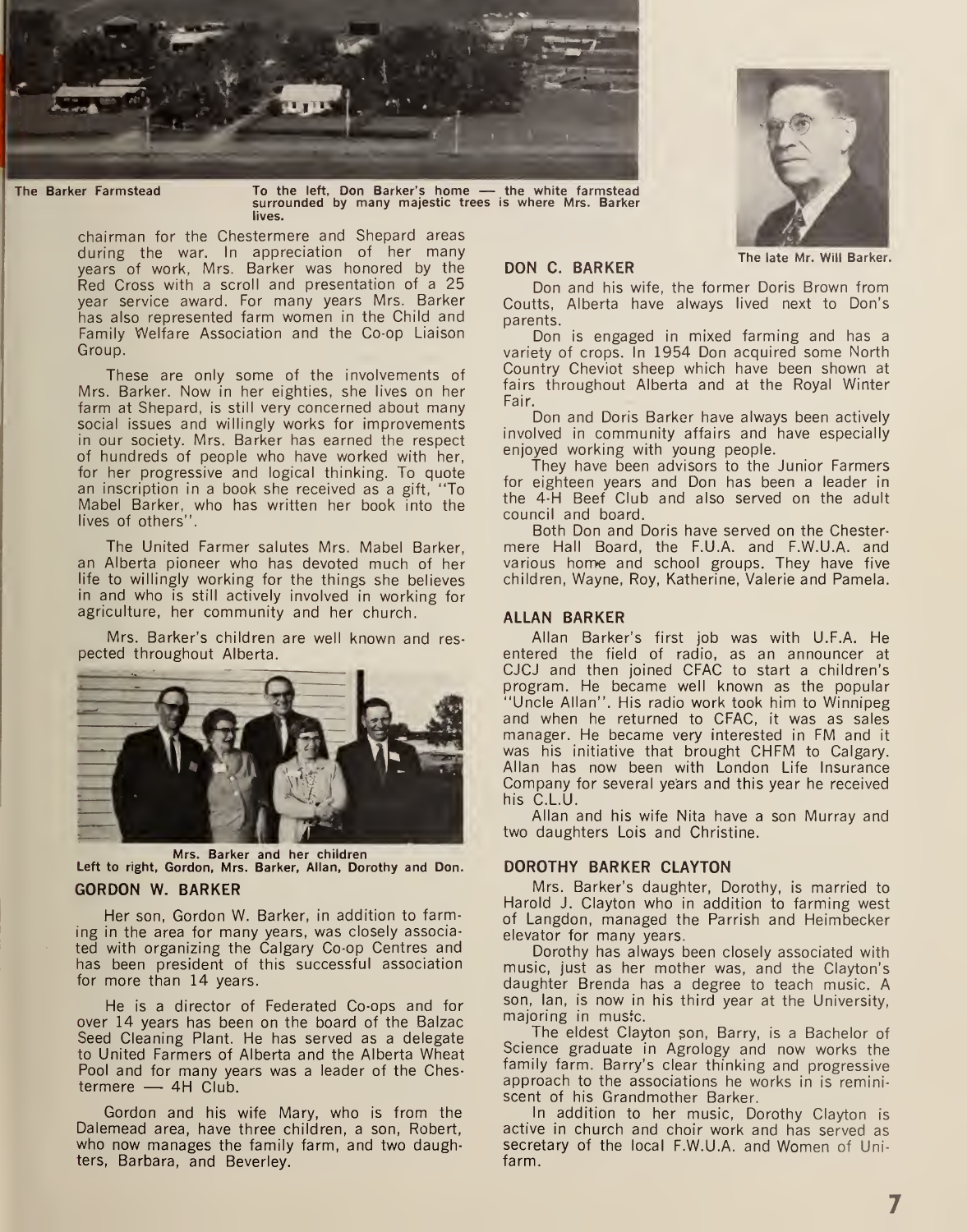The Barker Farmstead

To the left, Don Barker's home — the white farmstead surrounded by many majestic trees is where Mrs. Barker lives.

chairman for the Chestermere and Shepard areas during the war. In appreciation of her many years of work, Mrs. Barker was honored by the Red Cross with a scroll and presentation of a 25 year service award. For many years Mrs. Barker has also represented farm women in the Child and Family Welfare Association and the Co-op Liaison Group.

These are only some of the involvements of Mrs. Barker. Now in her eighties, she lives on her farm at Shepard, is still very concerned about many social issues and willingly works for improvements in our society. Mrs. Barker has earned the respect of hundreds of people who have worked with her, for her progressive and logical thinking. To quote an inscription in a book she received as a gift, "To Mabel Barker, who has written her book into the lives of others".

The United Farmer salutes Mrs. Mabel Barker, an Alberta pioneer who has devoted much of her life to willingly working for the things she believes in and who is still actively involved in working for agriculture, her community and her church.

Mrs. Barker's children are well known and respected throughout Alberta.

Mrs. Barker and her children
Left to right, Gordon, Mrs. Barker, Allan, Dorothy and Don.

## GORDON W. BARKER

Her son, Gordon W. Barker, in addition to farming in the area for many years, was closely associated with organizing the Calgary Co-op Centres and has been president of this successful association for more than 14 years.

He is a director of Federated Co-ops and for over 14 years has been on the board of the Balzac Seed Cleaning Plant. He has served as a delegate to United Farmers of Alberta and the Alberta Wheat Pool and for many years was a leader of the Chestermere — 4H Club.

Gordon and his wife Mary, who is from the Dalemead area, have three children, a son, Robert, who now manages the family farm, and two daughters, Barbara, and Beverley.

The late Mr. Will Barker.

## DON C. BARKER

Don and his wife, the former Doris Brown from Coutts, Alberta have always lived next to Don's parents.

Don is engaged in mixed farming and has a variety of crops. In 1954 Don acquired some North Country Cheviot sheep which have been shown at fairs throughout Alberta and at the Royal Winter Fair.

Don and Doris Barker have always been actively involved in community affairs and have especially enjoyed working with young people.

They have been advisors to the Junior Farmers for eighteen years and Don has been a leader in the 4-H Beef Club and also served on the adult council and board.

Both Don and Doris have served on the Chestermere Hall Board, the F.U.A. and F.W.U.A. and various home and school groups. They have five children, Wayne, Roy, Katherine, Valerie and Pamela.

## ALLAN BARKER

Allan Barker's first job was with U.F.A. He entered the field of radio, as an announcer at CJCJ and then joined CFAC to start a children's program. He became well known as the popular "Uncle Allan". His radio work took him to Winnipeg and when he returned to CFAC, it was as sales manager. He became very interested in FM and it was his initiative that brought CHFM to Calgary. Allan has now been with London Life Insurance Company for several years and this year he received his C.L.U.

Allan and his wife Nita have a son Murray and two daughters Lois and Christine.

## DOROTHY BARKER CLAYTON

Mrs. Barker's daughter, Dorothy, is married to Harold J. Clayton who in addition to farming west of Langdon, managed the Parrish and Heimbecker elevator for many years.

Dorothy has always been closely associated with music, just as her mother was, and the Clayton's daughter Brenda has a degree to teach music. A son, Ian, is now in his third year at the University, majoring in music.

The eldest Clayton son, Barry, is a Bachelor of Science graduate in Agrology and now works the family farm. Barry's clear thinking and progressive approach to the associations he works in is reminiscent of his Grandmother Barker.

In addition to her music, Dorothy Clayton is active in church and choir work and has served as secretary of the local F.W.U.A. and Women of Unifarm.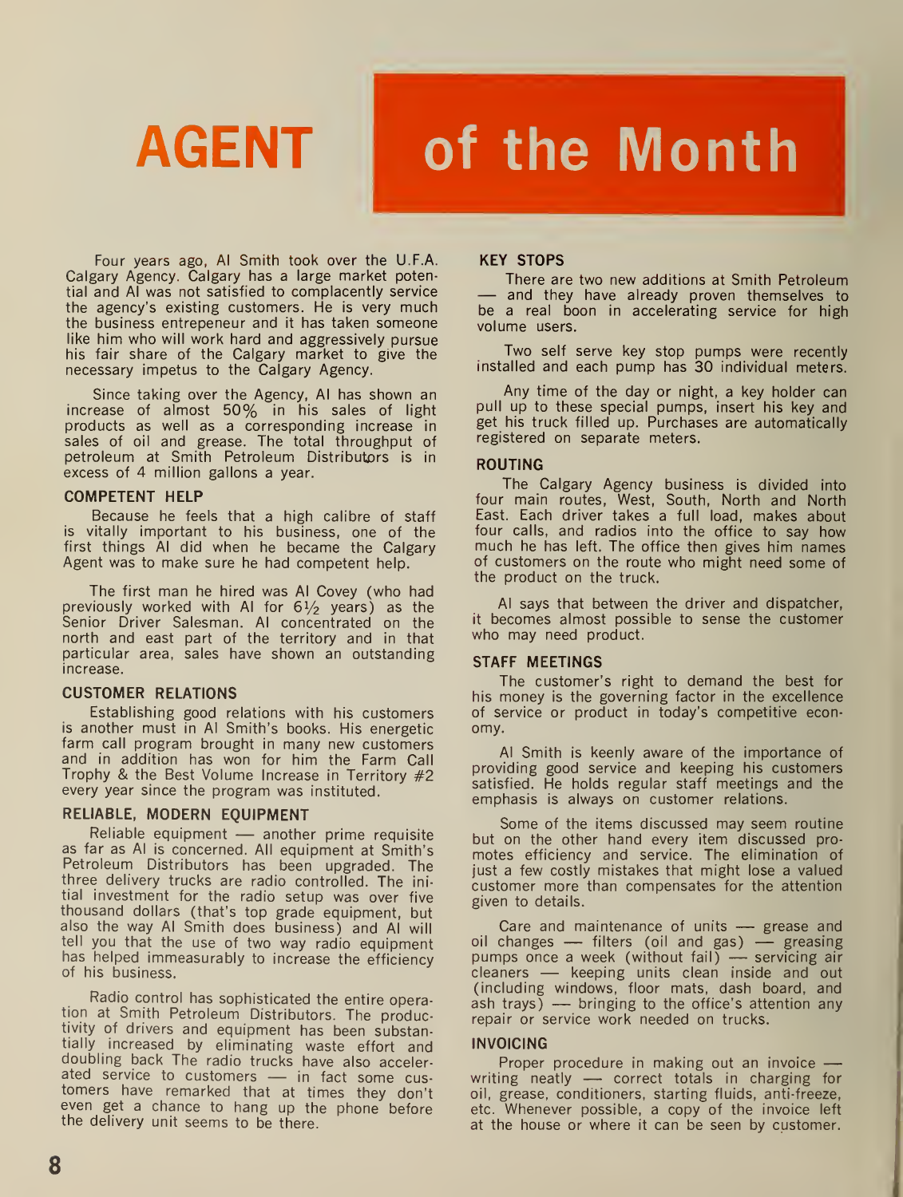# AGENT of the Month

Four years ago, Al Smith took over the U.F.A. Calgary Agency. Calgary has a large market potential and Al was not satisfied to complacently service the agency's existing customers. He is very much the business entrepeneur and it has taken someone like him who will work hard and aggressively pursue his fair share of the Calgary market to give the necessary impetus to the Calgary Agency.

Since taking over the Agency, Al has shown an increase of almost 50% in his sales of light products as well as a corresponding increase in sales of oil and grease. The total throughput of petroleum at Smith Petroleum Distributors is in excess of 4 million gallons a year.

### COMPETENT HELP

Because he feels that a high calibre of staff is vitally important to his business, one of the first things Al did when he became the Calgary Agent was to make sure he had competent help.

The first man he hired was Al Covey (who had previously worked with Al for 6½ years) as the Senior Driver Salesman. Al concentrated on the north and east part of the territory and in that particular area, sales have shown an outstanding increase.

### CUSTOMER RELATIONS

Establishing good relations with his customers is another must in Al Smith's books. His energetic farm call program brought in many new customers and in addition has won for him the Farm Call Trophy & the Best Volume Increase in Territory #2 every year since the program was instituted.

### RELIABLE, MODERN EQUIPMENT

Reliable equipment — another prime requisite as far as Al is concerned. All equipment at Smith's Petroleum Distributors has been upgraded. The three delivery trucks are radio controlled. The initial investment for the radio setup was over five thousand dollars (that's top grade equipment, but also the way Al Smith does business) and Al will tell you that the use of two way radio equipment has helped immeasurably to increase the efficiency of his business.

Radio control has sophisticated the entire operation at Smith Petroleum Distributors. The productivity of drivers and equipment has been substantially increased by eliminating waste effort and doubling back The radio trucks have also accelerated service to customers — in fact some customers have remarked that at times they don't even get a chance to hang up the phone before the delivery unit seems to be there.

### KEY STOPS

There are two new additions at Smith Petroleum — and they have already proven themselves to be a real boon in accelerating service for high volume users.

Two self serve key stop pumps were recently installed and each pump has 30 individual meters.

Any time of the day or night, a key holder can pull up to these special pumps, insert his key and get his truck filled up. Purchases are automatically registered on separate meters.

### ROUTING

The Calgary Agency business is divided into four main routes, West, South, North and North East. Each driver takes a full load, makes about four calls, and radios into the office to say how much he has left. The office then gives him names of customers on the route who might need some of the product on the truck.

Al says that between the driver and dispatcher, it becomes almost possible to sense the customer who may need product.

### STAFF MEETINGS

The customer's right to demand the best for his money is the governing factor in the excellence of service or product in today's competitive economy.

Al Smith is keenly aware of the importance of providing good service and keeping his customers satisfied. He holds regular staff meetings and the emphasis is always on customer relations.

Some of the items discussed may seem routine but on the other hand every item discussed promotes efficiency and service. The elimination of just a few costly mistakes that might lose a valued customer more than compensates for the attention given to details.

Care and maintenance of units — grease and oil changes — filters (oil and gas) — greasing pumps once a week (without fail) — servicing air cleaners — keeping units clean inside and out (including windows, floor mats, dash board, and ash trays) — bringing to the office's attention any repair or service work needed on trucks.

### INVOICING

Proper procedure in making out an invoice — writing neatly — correct totals in charging for oil, grease, conditioners, starting fluids, anti-freeze, etc. Whenever possible, a copy of the invoice left at the house or where it can be seen by customer.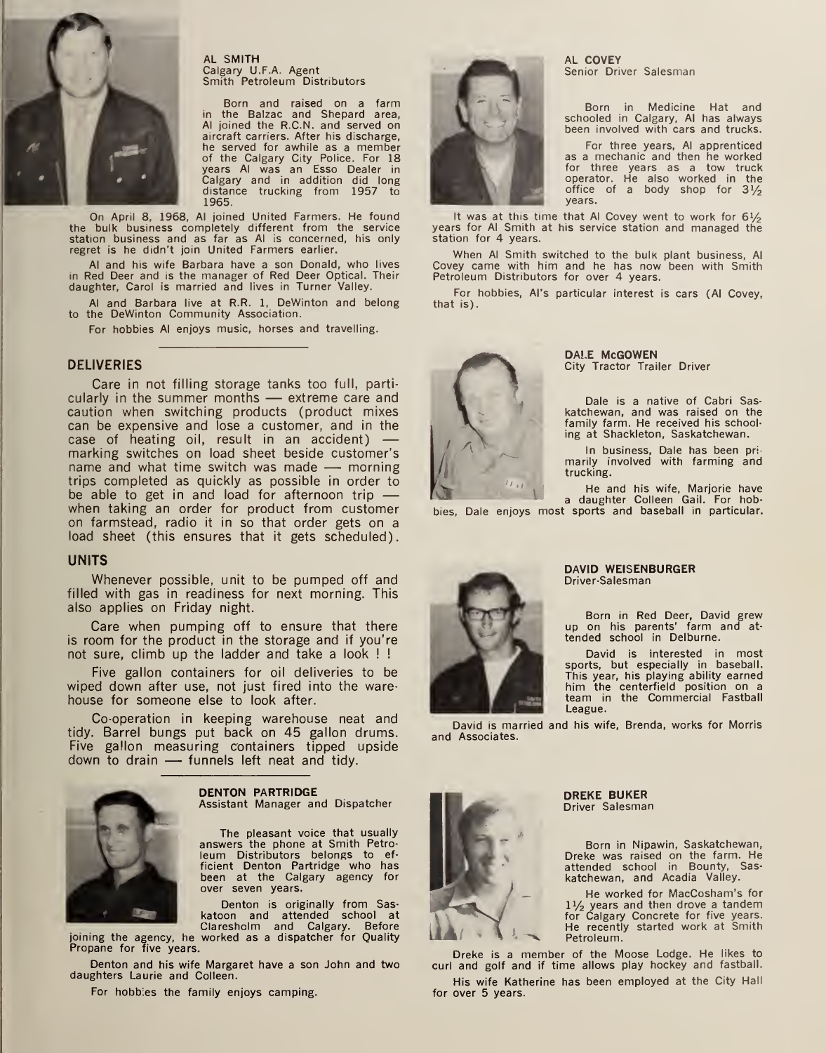**AL SMITH**
Calgary U.F.A. Agent
Smith Petroleum Distributors

Born and raised on a farm in the Balzac and Shepard area, Al joined the R.C.N. and served on aircraft carriers. After his discharge, he served for awhile as a member of the Calgary City Police. For 18 years Al was an Esso Dealer in Calgary and in addition did long distance trucking from 1957 to 1965.

On April 8, 1968, Al joined United Farmers. He found the bulk business completely different from the service station business and as far as Al is concerned, his only regret is he didn't join United Farmers earlier.

Al and his wife Barbara have a son Donald, who lives in Red Deer and is the manager of Red Deer Optical. Their daughter, Carol is married and lives in Turner Valley.

Al and Barbara live at R.R. 1, DeWinton and belong to the DeWinton Community Association.

For hobbies Al enjoys music, horses and travelling.

## DELIVERIES

Care in not filling storage tanks too full, particularly in the summer months — extreme care and caution when switching products (product mixes can be expensive and lose a customer, and in the case of heating oil, result in an accident) — marking switches on load sheet beside customer's name and what time switch was made — morning trips completed as quickly as possible in order to be able to get in and load for afternoon trip — when taking an order for product from customer on farmstead, radio it in so that order gets on a load sheet (this ensures that it gets scheduled).

## UNITS

Whenever possible, unit to be pumped off and filled with gas in readiness for next morning. This also applies on Friday night.

Care when pumping off to ensure that there is room for the product in the storage and if you're not sure, climb up the ladder and take a look ! !

Five gallon containers for oil deliveries to be wiped down after use, not just fired into the warehouse for someone else to look after.

Co-operation in keeping warehouse neat and tidy. Barrel bungs put back on 45 gallon drums. Five gallon measuring containers tipped upside down to drain — funnels left neat and tidy.

**DENTON PARTRIDGE**
Assistant Manager and Dispatcher

The pleasant voice that usually answers the phone at Smith Petroleum Distributors belongs to efficient Denton Partridge who has been at the Calgary agency for over seven years.

Denton is originally from Saskatoon and attended school at Claresholm and Calgary. Before joining the agency, he worked as a dispatcher for Quality Propane for five years.

Denton and his wife Margaret have a son John and two daughters Laurie and Colleen.

For hobbies the family enjoys camping.

**AL COVEY**
Senior Driver Salesman

Born in Medicine Hat and schooled in Calgary, Al has always been involved with cars and trucks.

For three years, Al apprenticed as a mechanic and then he worked for three years as a tow truck operator. He also worked in the office of a body shop for 3½ years.

It was at this time that Al Covey went to work for 6½ years for Al Smith at his service station and managed the station for 4 years.

When Al Smith switched to the bulk plant business, Al Covey came with him and he has now been with Smith Petroleum Distributors for over 4 years.

For hobbies, Al's particular interest is cars (Al Covey, that is).

**DALE McGOWEN**
City Tractor Trailer Driver

Dale is a native of Cabri Saskatchewan, and was raised on the family farm. He received his schooling at Shackleton, Saskatchewan.

In business, Dale has been primarily involved with farming and trucking.

He and his wife, Marjorie have a daughter Colleen Gail. For hobbies, Dale enjoys most sports and baseball in particular.

**DAVID WEISENBURGER**
Driver-Salesman

Born in Red Deer, David grew up on his parents' farm and attended school in Delburne.

David is interested in most sports, but especially in baseball. This year, his playing ability earned him the centerfield position on a team in the Commercial Fastball League.

David is married and his wife, Brenda, works for Morris and Associates.

**DREKE BUKER**
Driver Salesman

Born in Nipawin, Saskatchewan, Dreke was raised on the farm. He attended school in Bounty, Saskatchewan, and Acadia Valley.

He worked for MacCosham's for 1½ years and then drove a tandem for Calgary Concrete for five years. He recently started work at Smith Petroleum.

Dreke is a member of the Moose Lodge. He likes to curl and golf and if time allows play hockey and fastball.

His wife Katherine has been employed at the City Hall for over 5 years.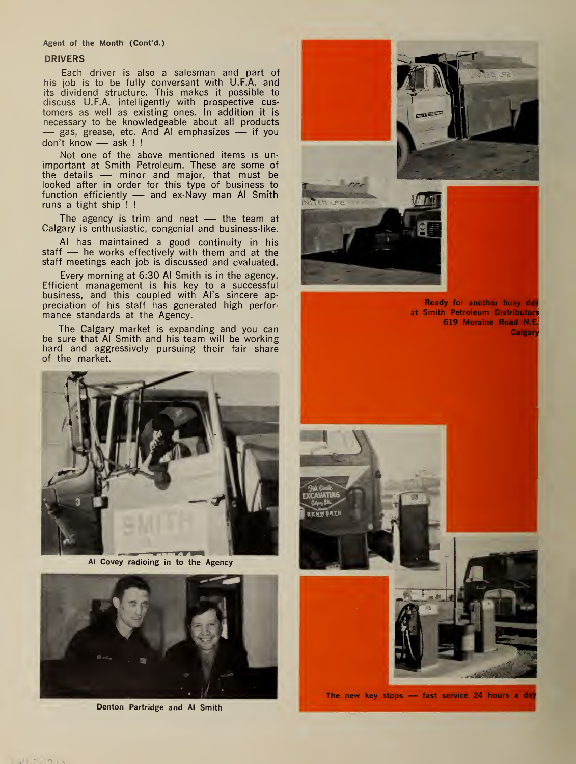Agent of the Month (Cont'd.)

## DRIVERS

Each driver is also a salesman and part of his job is to be fully conversant with U.F.A. and its dividend structure. This makes it possible to discuss U.F.A. intelligently with prospective customers as well as existing ones. In addition it is necessary to be knowledgeable about all products — gas, grease, etc. And Al emphasizes — if you don't know — ask ! !

Not one of the above mentioned items is unimportant at Smith Petroleum. These are some of the details — minor and major, that must be looked after in order for this type of business to function efficiently — and ex-Navy man Al Smith runs a tight ship ! !

The agency is trim and neat — the team at Calgary is enthusiastic, congenial and business-like.

Al has maintained a good continuity in his staff — he works effectively with them and at the staff meetings each job is discussed and evaluated.

Every morning at 6:30 Al Smith is in the agency. Efficient management is his key to a successful business, and this coupled with Al's sincere appreciation of his staff has generated high performance standards at the Agency.

The Calgary market is expanding and you can be sure that Al Smith and his team will be working hard and aggressively pursuing their fair share of the market.

Al Covey radioing in to the Agency

Denton Partridge and Al Smith

Ready for another busy day at Smith Petroleum Distributors 619 Moraine Road N.E. Calgary

The new key stops — fast service 24 hours a day